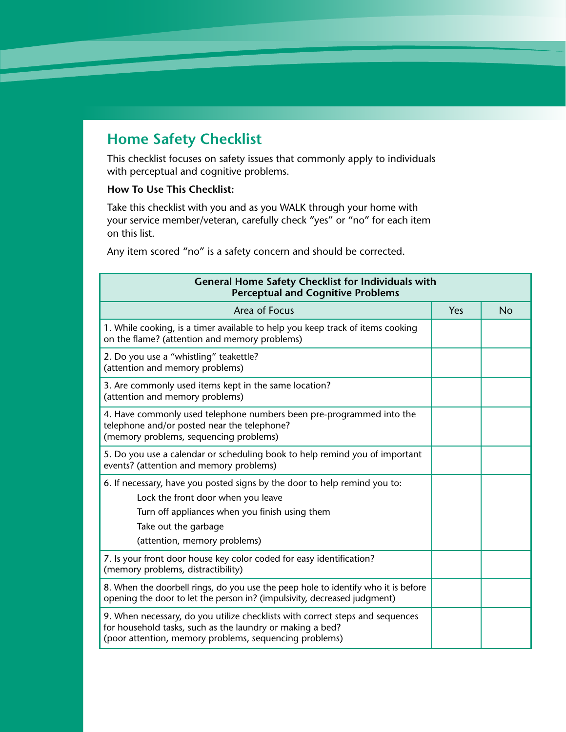# Home Safety Checklist

This checklist focuses on safety issues that commonly apply to individuals with perceptual and cognitive problems.

**How To Use This Checklist:**

Take this checklist with you and as you WALK through your home with your service member/veteran, carefully check "yes" or "no" for each item on this list.

Any item scored "no" is a safety concern and should be corrected.

| **General Home Safety Checklist for Individuals with Perceptual and Cognitive Problems** | | |
|---|---|---|
| Area of Focus | Yes | No |
| 1. While cooking, is a timer available to help you keep track of items cooking on the flame? (attention and memory problems) | | |
| 2. Do you use a "whistling" teakettle? (attention and memory problems) | | |
| 3. Are commonly used items kept in the same location? (attention and memory problems) | | |
| 4. Have commonly used telephone numbers been pre-programmed into the telephone and/or posted near the telephone? (memory problems, sequencing problems) | | |
| 5. Do you use a calendar or scheduling book to help remind you of important events? (attention and memory problems) | | |
| 6. If necessary, have you posted signs by the door to help remind you to: Lock the front door when you leave; Turn off appliances when you finish using them; Take out the garbage (attention, memory problems) | | |
| 7. Is your front door house key color coded for easy identification? (memory problems, distractibility) | | |
| 8. When the doorbell rings, do you use the peep hole to identify who it is before opening the door to let the person in? (impulsivity, decreased judgment) | | |
| 9. When necessary, do you utilize checklists with correct steps and sequences for household tasks, such as the laundry or making a bed? (poor attention, memory problems, sequencing problems) | | |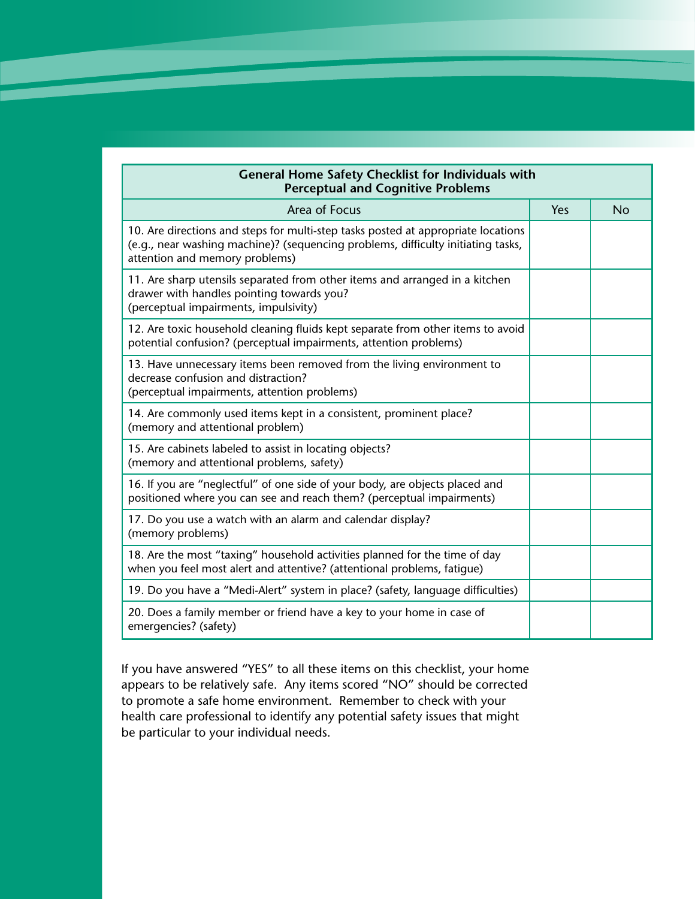| General Home Safety Checklist for Individuals with Perceptual and Cognitive Problems | | |
|---|---|---|
| Area of Focus | Yes | No |
| 10. Are directions and steps for multi-step tasks posted at appropriate locations (e.g., near washing machine)? (sequencing problems, difficulty initiating tasks, attention and memory problems) | | |
| 11. Are sharp utensils separated from other items and arranged in a kitchen drawer with handles pointing towards you? (perceptual impairments, impulsivity) | | |
| 12. Are toxic household cleaning fluids kept separate from other items to avoid potential confusion? (perceptual impairments, attention problems) | | |
| 13. Have unnecessary items been removed from the living environment to decrease confusion and distraction? (perceptual impairments, attention problems) | | |
| 14. Are commonly used items kept in a consistent, prominent place? (memory and attentional problem) | | |
| 15. Are cabinets labeled to assist in locating objects? (memory and attentional problems, safety) | | |
| 16. If you are "neglectful" of one side of your body, are objects placed and positioned where you can see and reach them? (perceptual impairments) | | |
| 17. Do you use a watch with an alarm and calendar display? (memory problems) | | |
| 18. Are the most "taxing" household activities planned for the time of day when you feel most alert and attentive? (attentional problems, fatigue) | | |
| 19. Do you have a "Medi-Alert" system in place? (safety, language difficulties) | | |
| 20. Does a family member or friend have a key to your home in case of emergencies? (safety) | | |

If you have answered "YES" to all these items on this checklist, your home appears to be relatively safe. Any items scored "NO" should be corrected to promote a safe home environment. Remember to check with your health care professional to identify any potential safety issues that might be particular to your individual needs.